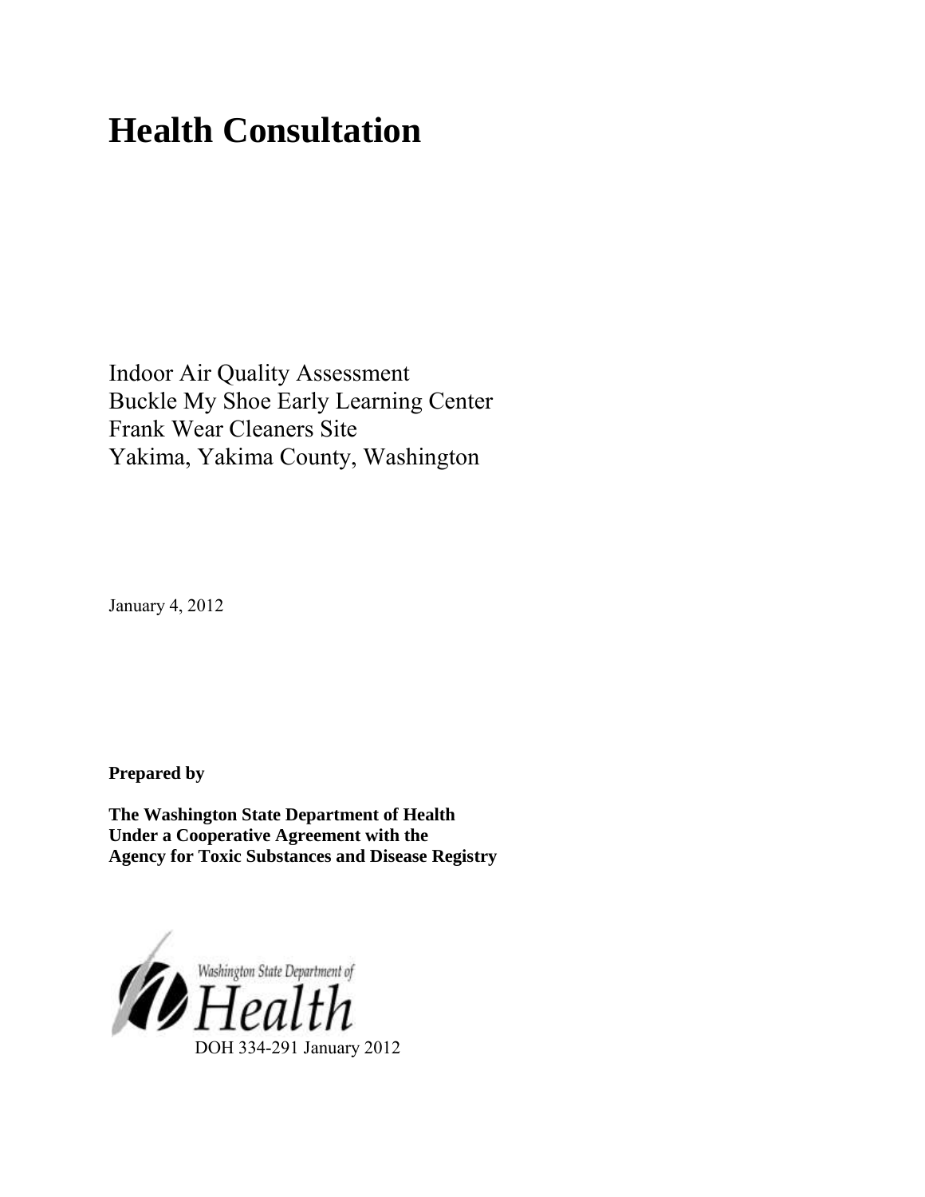# Health Consultation

Indoor Air Quality Assessment
Buckle My Shoe Early Learning Center
Frank Wear Cleaners Site
Yakima, Yakima County, Washington

January 4, 2012

**Prepared by**

**The Washington State Department of Health**
**Under a Cooperative Agreement with the**
**Agency for Toxic Substances and Disease Registry**

Washington State Department of Health

DOH 334-291 January 2012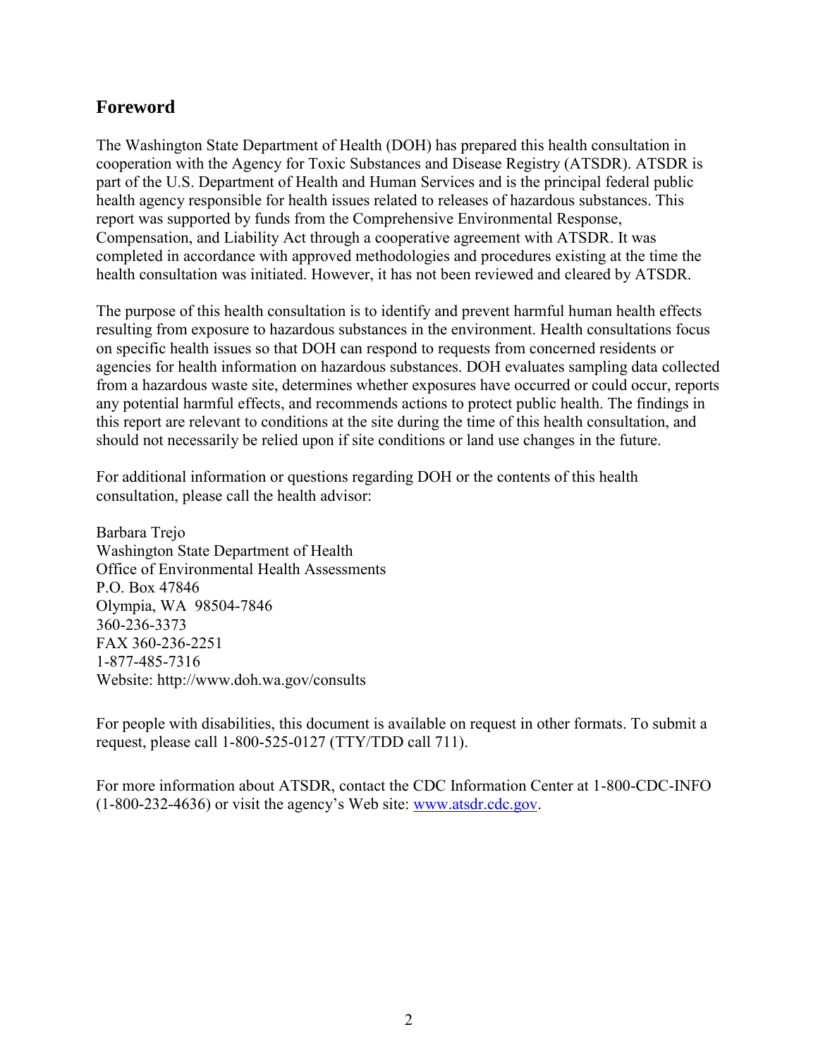## Foreword

The Washington State Department of Health (DOH) has prepared this health consultation in cooperation with the Agency for Toxic Substances and Disease Registry (ATSDR). ATSDR is part of the U.S. Department of Health and Human Services and is the principal federal public health agency responsible for health issues related to releases of hazardous substances. This report was supported by funds from the Comprehensive Environmental Response, Compensation, and Liability Act through a cooperative agreement with ATSDR. It was completed in accordance with approved methodologies and procedures existing at the time the health consultation was initiated. However, it has not been reviewed and cleared by ATSDR.

The purpose of this health consultation is to identify and prevent harmful human health effects resulting from exposure to hazardous substances in the environment. Health consultations focus on specific health issues so that DOH can respond to requests from concerned residents or agencies for health information on hazardous substances. DOH evaluates sampling data collected from a hazardous waste site, determines whether exposures have occurred or could occur, reports any potential harmful effects, and recommends actions to protect public health. The findings in this report are relevant to conditions at the site during the time of this health consultation, and should not necessarily be relied upon if site conditions or land use changes in the future.

For additional information or questions regarding DOH or the contents of this health consultation, please call the health advisor:

Barbara Trejo  
Washington State Department of Health  
Office of Environmental Health Assessments  
P.O. Box 47846  
Olympia, WA 98504-7846  
360-236-3373  
FAX 360-236-2251  
1-877-485-7316  
Website: http://www.doh.wa.gov/consults

For people with disabilities, this document is available on request in other formats. To submit a request, please call 1-800-525-0127 (TTY/TDD call 711).

For more information about ATSDR, contact the CDC Information Center at 1-800-CDC-INFO (1-800-232-4636) or visit the agency's Web site: www.atsdr.cdc.gov.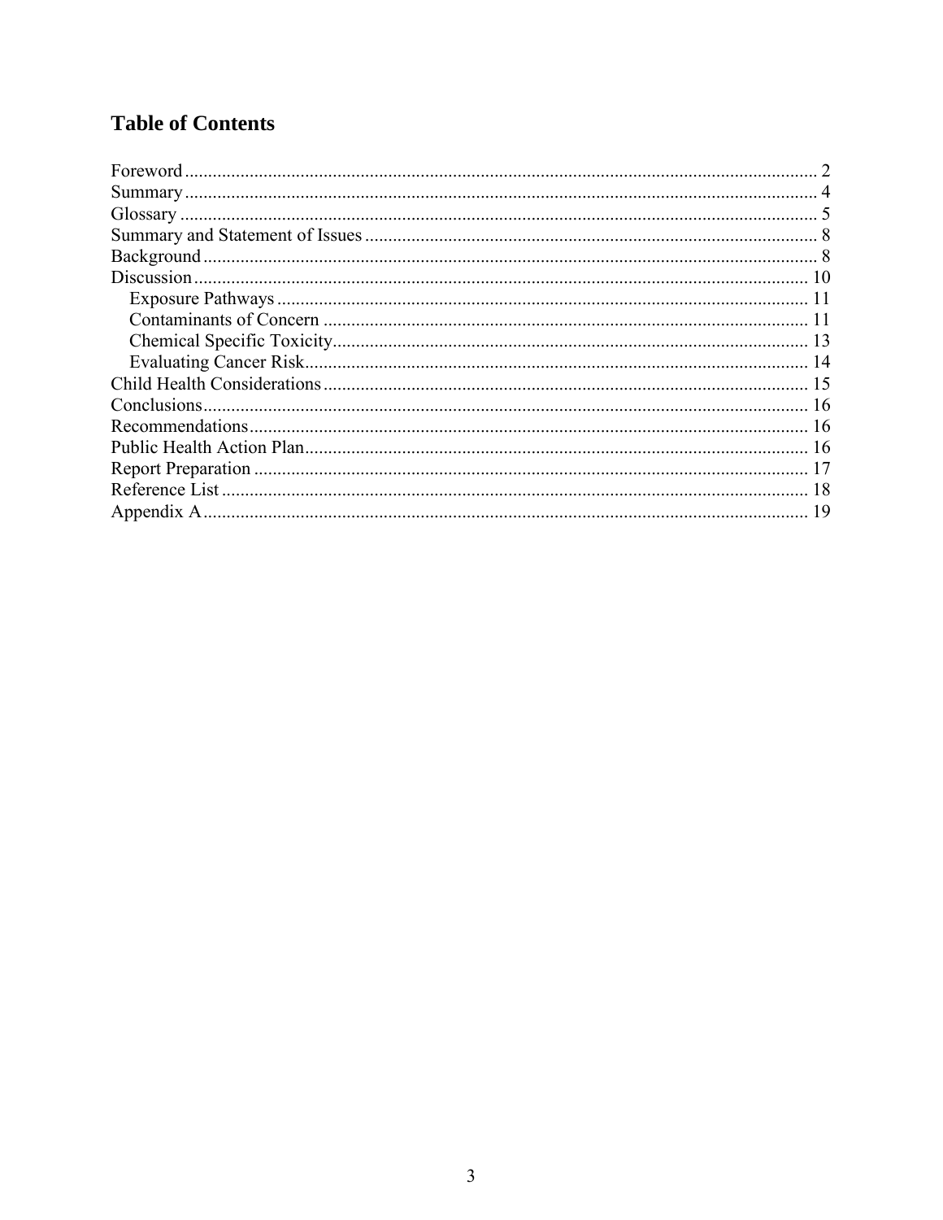## Table of Contents

- Foreword ........ 2
- Summary ........ 4
- Glossary ........ 5
- Summary and Statement of Issues ........ 8
- Background ........ 8
- Discussion ........ 10
  - Exposure Pathways ........ 11
  - Contaminants of Concern ........ 11
  - Chemical Specific Toxicity ........ 13
  - Evaluating Cancer Risk ........ 14
- Child Health Considerations ........ 15
- Conclusions ........ 16
- Recommendations ........ 16
- Public Health Action Plan ........ 16
- Report Preparation ........ 17
- Reference List ........ 18
- Appendix A ........ 19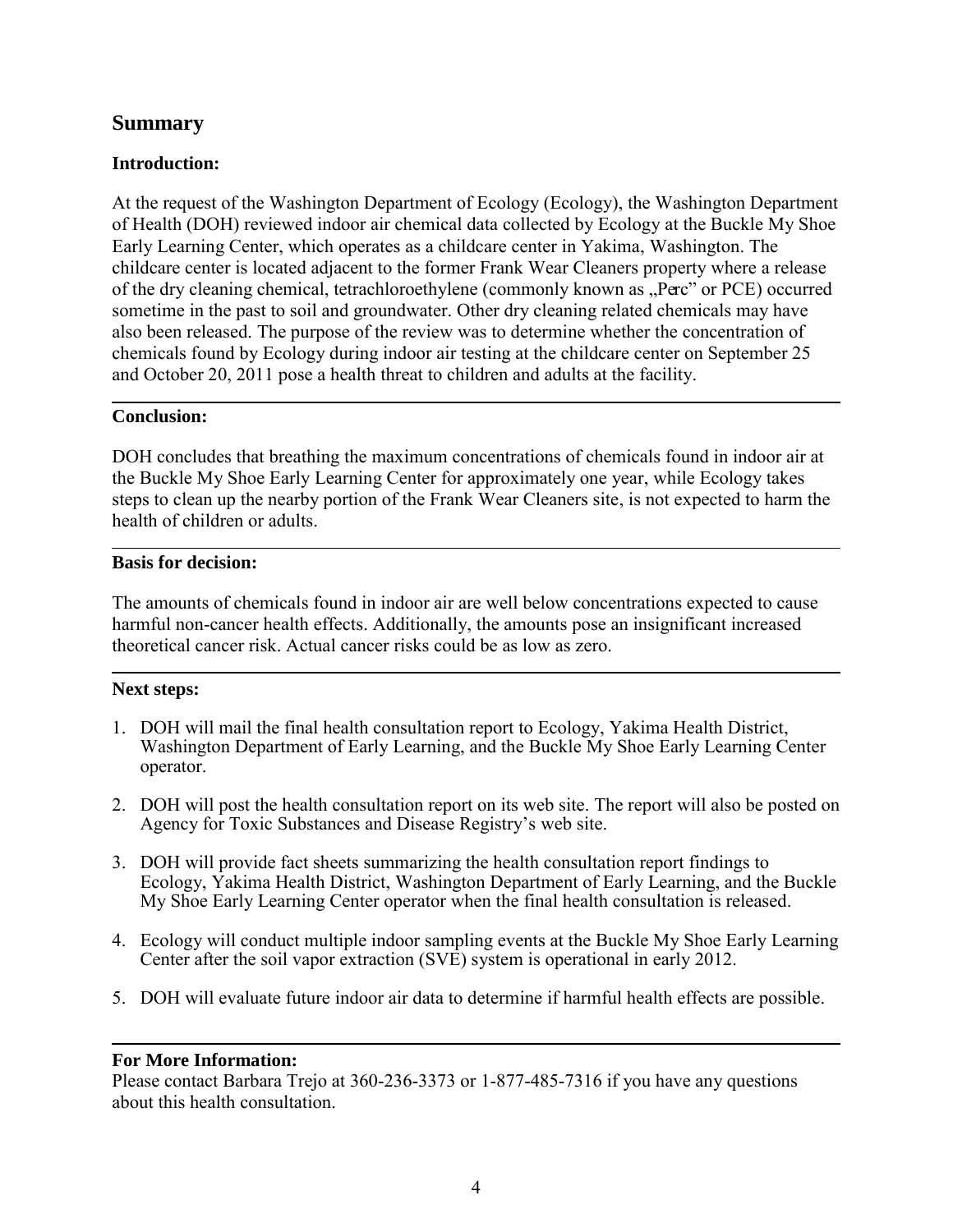## Summary

### Introduction:

At the request of the Washington Department of Ecology (Ecology), the Washington Department of Health (DOH) reviewed indoor air chemical data collected by Ecology at the Buckle My Shoe Early Learning Center, which operates as a childcare center in Yakima, Washington. The childcare center is located adjacent to the former Frank Wear Cleaners property where a release of the dry cleaning chemical, tetrachloroethylene (commonly known as „Perc" or PCE) occurred sometime in the past to soil and groundwater. Other dry cleaning related chemicals may have also been released. The purpose of the review was to determine whether the concentration of chemicals found by Ecology during indoor air testing at the childcare center on September 25 and October 20, 2011 pose a health threat to children and adults at the facility.

### Conclusion:

DOH concludes that breathing the maximum concentrations of chemicals found in indoor air at the Buckle My Shoe Early Learning Center for approximately one year, while Ecology takes steps to clean up the nearby portion of the Frank Wear Cleaners site, is not expected to harm the health of children or adults.

### Basis for decision:

The amounts of chemicals found in indoor air are well below concentrations expected to cause harmful non-cancer health effects. Additionally, the amounts pose an insignificant increased theoretical cancer risk. Actual cancer risks could be as low as zero.

### Next steps:

1. DOH will mail the final health consultation report to Ecology, Yakima Health District, Washington Department of Early Learning, and the Buckle My Shoe Early Learning Center operator.
2. DOH will post the health consultation report on its web site. The report will also be posted on Agency for Toxic Substances and Disease Registry's web site.
3. DOH will provide fact sheets summarizing the health consultation report findings to Ecology, Yakima Health District, Washington Department of Early Learning, and the Buckle My Shoe Early Learning Center operator when the final health consultation is released.
4. Ecology will conduct multiple indoor sampling events at the Buckle My Shoe Early Learning Center after the soil vapor extraction (SVE) system is operational in early 2012.
5. DOH will evaluate future indoor air data to determine if harmful health effects are possible.

### For More Information:

Please contact Barbara Trejo at 360-236-3373 or 1-877-485-7316 if you have any questions about this health consultation.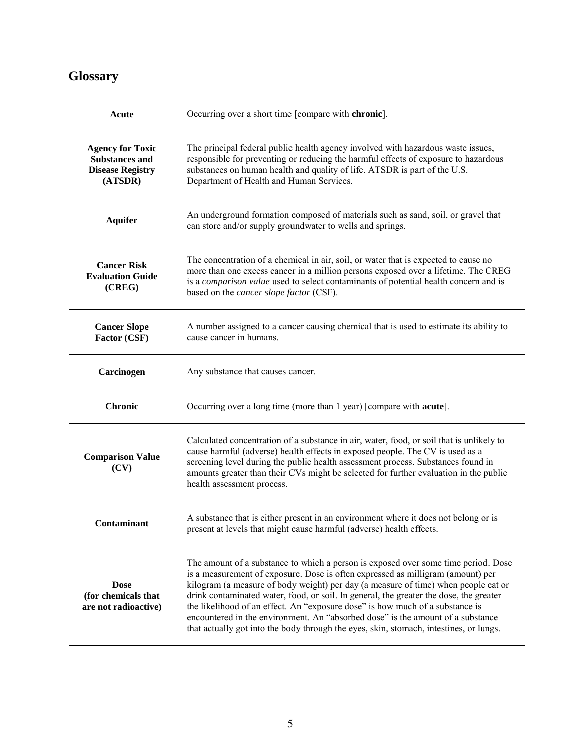## Glossary

| | |
|---|---|
| **Acute** | Occurring over a short time [compare with **chronic**]. |
| **Agency for Toxic Substances and Disease Registry (ATSDR)** | The principal federal public health agency involved with hazardous waste issues, responsible for preventing or reducing the harmful effects of exposure to hazardous substances on human health and quality of life. ATSDR is part of the U.S. Department of Health and Human Services. |
| **Aquifer** | An underground formation composed of materials such as sand, soil, or gravel that can store and/or supply groundwater to wells and springs. |
| **Cancer Risk Evaluation Guide (CREG)** | The concentration of a chemical in air, soil, or water that is expected to cause no more than one excess cancer in a million persons exposed over a lifetime. The CREG is a *comparison value* used to select contaminants of potential health concern and is based on the *cancer slope factor* (CSF). |
| **Cancer Slope Factor (CSF)** | A number assigned to a cancer causing chemical that is used to estimate its ability to cause cancer in humans. |
| **Carcinogen** | Any substance that causes cancer. |
| **Chronic** | Occurring over a long time (more than 1 year) [compare with **acute**]. |
| **Comparison Value (CV)** | Calculated concentration of a substance in air, water, food, or soil that is unlikely to cause harmful (adverse) health effects in exposed people. The CV is used as a screening level during the public health assessment process. Substances found in amounts greater than their CVs might be selected for further evaluation in the public health assessment process. |
| **Contaminant** | A substance that is either present in an environment where it does not belong or is present at levels that might cause harmful (adverse) health effects. |
| **Dose (for chemicals that are not radioactive)** | The amount of a substance to which a person is exposed over some time period. Dose is a measurement of exposure. Dose is often expressed as milligram (amount) per kilogram (a measure of body weight) per day (a measure of time) when people eat or drink contaminated water, food, or soil. In general, the greater the dose, the greater the likelihood of an effect. An "exposure dose" is how much of a substance is encountered in the environment. An "absorbed dose" is the amount of a substance that actually got into the body through the eyes, skin, stomach, intestines, or lungs. |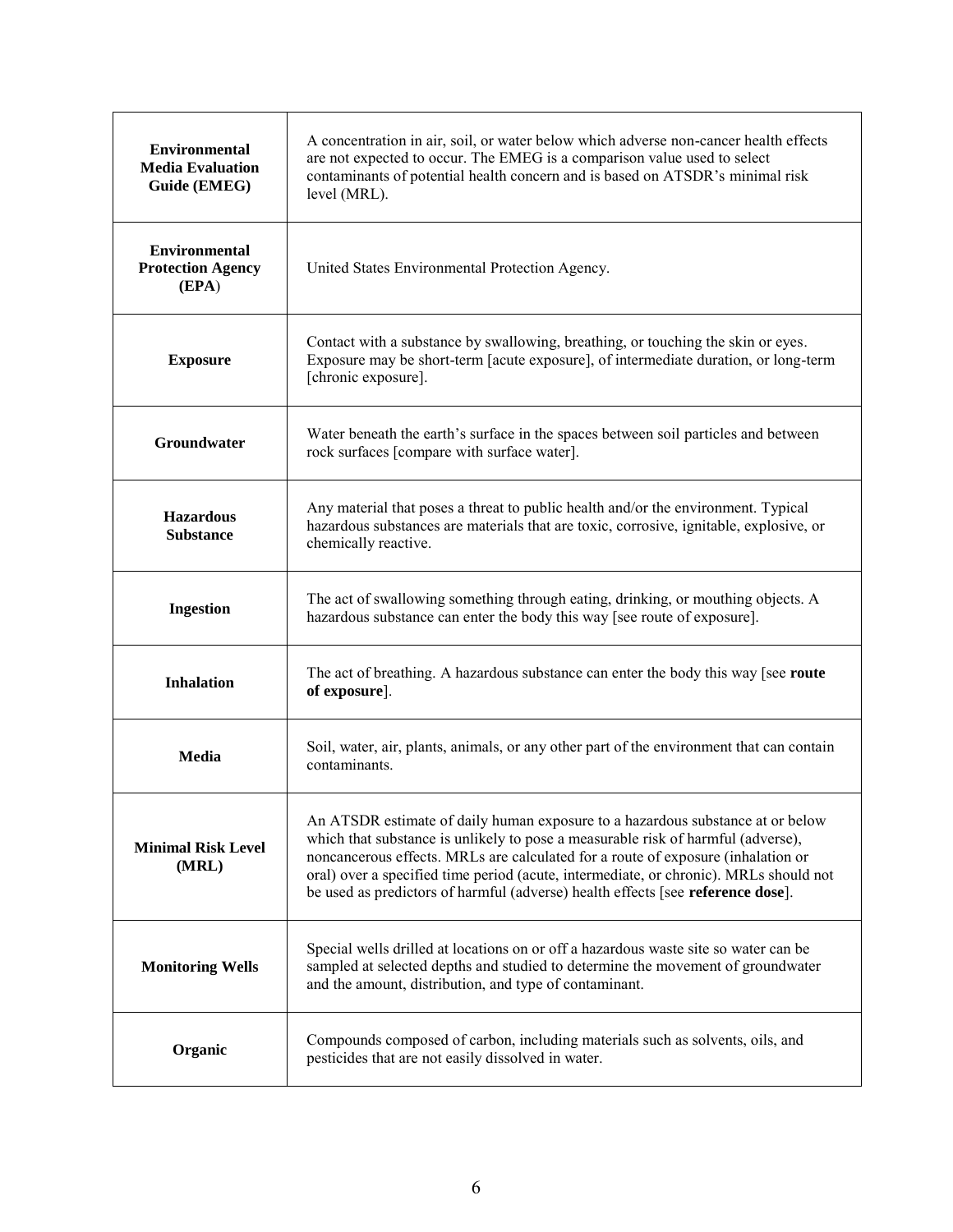| | |
|---|---|
| **Environmental Media Evaluation Guide (EMEG)** | A concentration in air, soil, or water below which adverse non-cancer health effects are not expected to occur. The EMEG is a comparison value used to select contaminants of potential health concern and is based on ATSDR's minimal risk level (MRL). |
| **Environmental Protection Agency (EPA)** | United States Environmental Protection Agency. |
| **Exposure** | Contact with a substance by swallowing, breathing, or touching the skin or eyes. Exposure may be short-term [acute exposure], of intermediate duration, or long-term [chronic exposure]. |
| **Groundwater** | Water beneath the earth's surface in the spaces between soil particles and between rock surfaces [compare with surface water]. |
| **Hazardous Substance** | Any material that poses a threat to public health and/or the environment. Typical hazardous substances are materials that are toxic, corrosive, ignitable, explosive, or chemically reactive. |
| **Ingestion** | The act of swallowing something through eating, drinking, or mouthing objects. A hazardous substance can enter the body this way [see route of exposure]. |
| **Inhalation** | The act of breathing. A hazardous substance can enter the body this way [see **route of exposure**]. |
| **Media** | Soil, water, air, plants, animals, or any other part of the environment that can contain contaminants. |
| **Minimal Risk Level (MRL)** | An ATSDR estimate of daily human exposure to a hazardous substance at or below which that substance is unlikely to pose a measurable risk of harmful (adverse), noncancerous effects. MRLs are calculated for a route of exposure (inhalation or oral) over a specified time period (acute, intermediate, or chronic). MRLs should not be used as predictors of harmful (adverse) health effects [see **reference dose**]. |
| **Monitoring Wells** | Special wells drilled at locations on or off a hazardous waste site so water can be sampled at selected depths and studied to determine the movement of groundwater and the amount, distribution, and type of contaminant. |
| **Organic** | Compounds composed of carbon, including materials such as solvents, oils, and pesticides that are not easily dissolved in water. |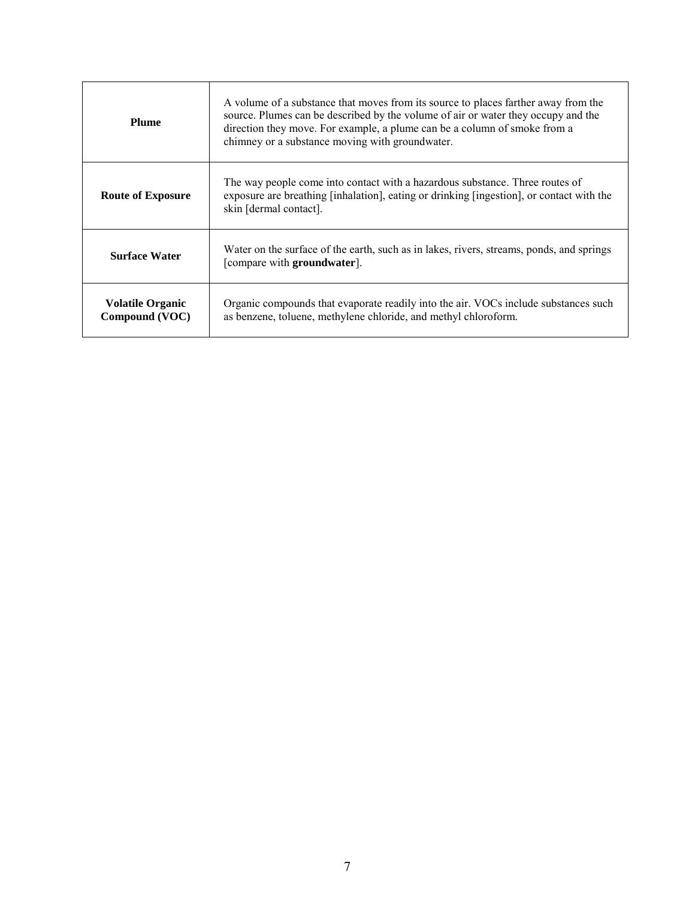| | |
|---|---|
| **Plume** | A volume of a substance that moves from its source to places farther away from the source. Plumes can be described by the volume of air or water they occupy and the direction they move. For example, a plume can be a column of smoke from a chimney or a substance moving with groundwater. |
| **Route of Exposure** | The way people come into contact with a hazardous substance. Three routes of exposure are breathing [inhalation], eating or drinking [ingestion], or contact with the skin [dermal contact]. |
| **Surface Water** | Water on the surface of the earth, such as in lakes, rivers, streams, ponds, and springs [compare with **groundwater**]. |
| **Volatile Organic Compound (VOC)** | Organic compounds that evaporate readily into the air. VOCs include substances such as benzene, toluene, methylene chloride, and methyl chloroform. |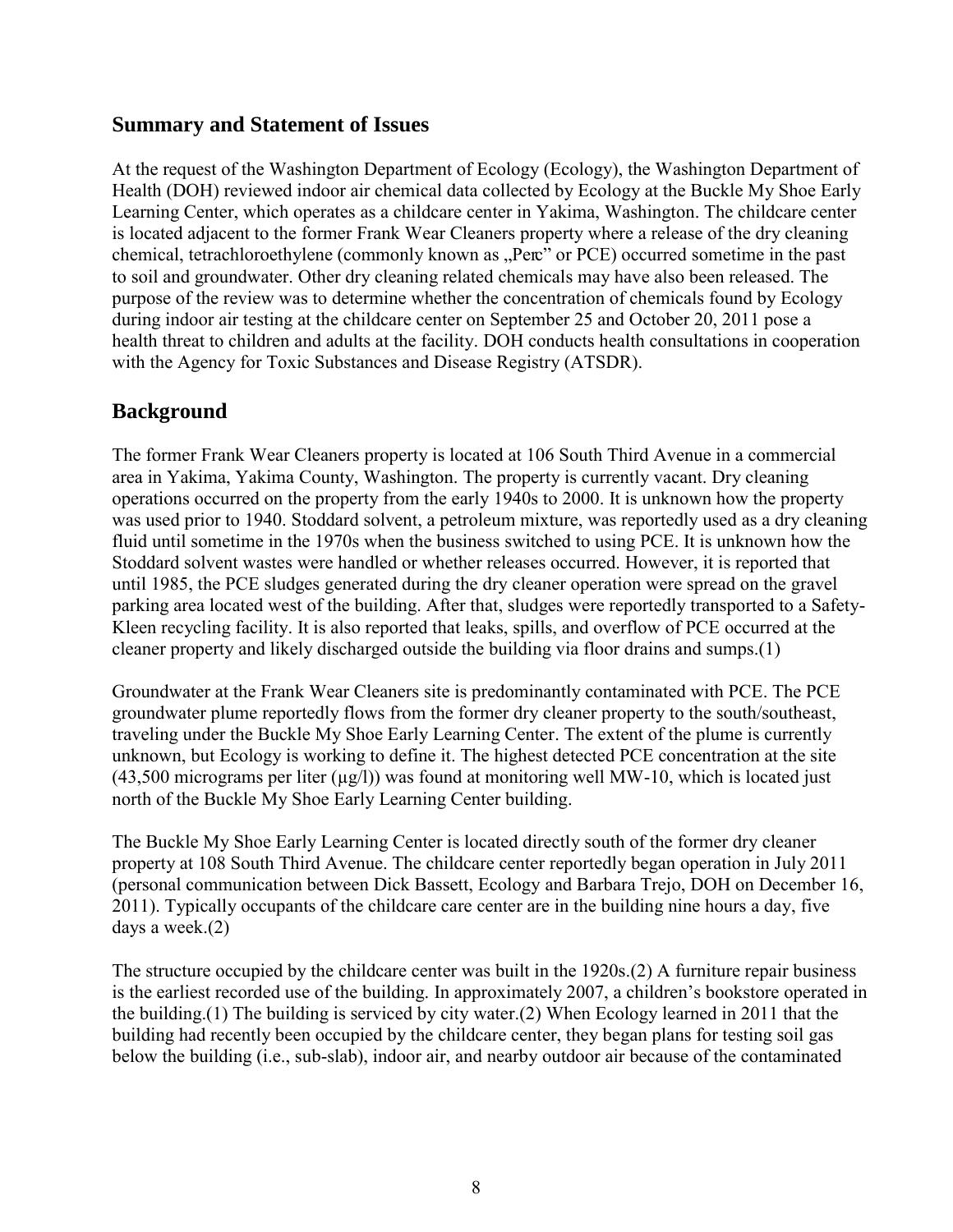## Summary and Statement of Issues

At the request of the Washington Department of Ecology (Ecology), the Washington Department of Health (DOH) reviewed indoor air chemical data collected by Ecology at the Buckle My Shoe Early Learning Center, which operates as a childcare center in Yakima, Washington. The childcare center is located adjacent to the former Frank Wear Cleaners property where a release of the dry cleaning chemical, tetrachloroethylene (commonly known as „Perc" or PCE) occurred sometime in the past to soil and groundwater. Other dry cleaning related chemicals may have also been released. The purpose of the review was to determine whether the concentration of chemicals found by Ecology during indoor air testing at the childcare center on September 25 and October 20, 2011 pose a health threat to children and adults at the facility. DOH conducts health consultations in cooperation with the Agency for Toxic Substances and Disease Registry (ATSDR).

## Background

The former Frank Wear Cleaners property is located at 106 South Third Avenue in a commercial area in Yakima, Yakima County, Washington. The property is currently vacant. Dry cleaning operations occurred on the property from the early 1940s to 2000. It is unknown how the property was used prior to 1940. Stoddard solvent, a petroleum mixture, was reportedly used as a dry cleaning fluid until sometime in the 1970s when the business switched to using PCE. It is unknown how the Stoddard solvent wastes were handled or whether releases occurred. However, it is reported that until 1985, the PCE sludges generated during the dry cleaner operation were spread on the gravel parking area located west of the building. After that, sludges were reportedly transported to a Safety-Kleen recycling facility. It is also reported that leaks, spills, and overflow of PCE occurred at the cleaner property and likely discharged outside the building via floor drains and sumps.(1)

Groundwater at the Frank Wear Cleaners site is predominantly contaminated with PCE. The PCE groundwater plume reportedly flows from the former dry cleaner property to the south/southeast, traveling under the Buckle My Shoe Early Learning Center. The extent of the plume is currently unknown, but Ecology is working to define it. The highest detected PCE concentration at the site (43,500 micrograms per liter (µg/l)) was found at monitoring well MW-10, which is located just north of the Buckle My Shoe Early Learning Center building.

The Buckle My Shoe Early Learning Center is located directly south of the former dry cleaner property at 108 South Third Avenue. The childcare center reportedly began operation in July 2011 (personal communication between Dick Bassett, Ecology and Barbara Trejo, DOH on December 16, 2011). Typically occupants of the childcare care center are in the building nine hours a day, five days a week.(2)

The structure occupied by the childcare center was built in the 1920s.(2) A furniture repair business is the earliest recorded use of the building. In approximately 2007, a children's bookstore operated in the building.(1) The building is serviced by city water.(2) When Ecology learned in 2011 that the building had recently been occupied by the childcare center, they began plans for testing soil gas below the building (i.e., sub-slab), indoor air, and nearby outdoor air because of the contaminated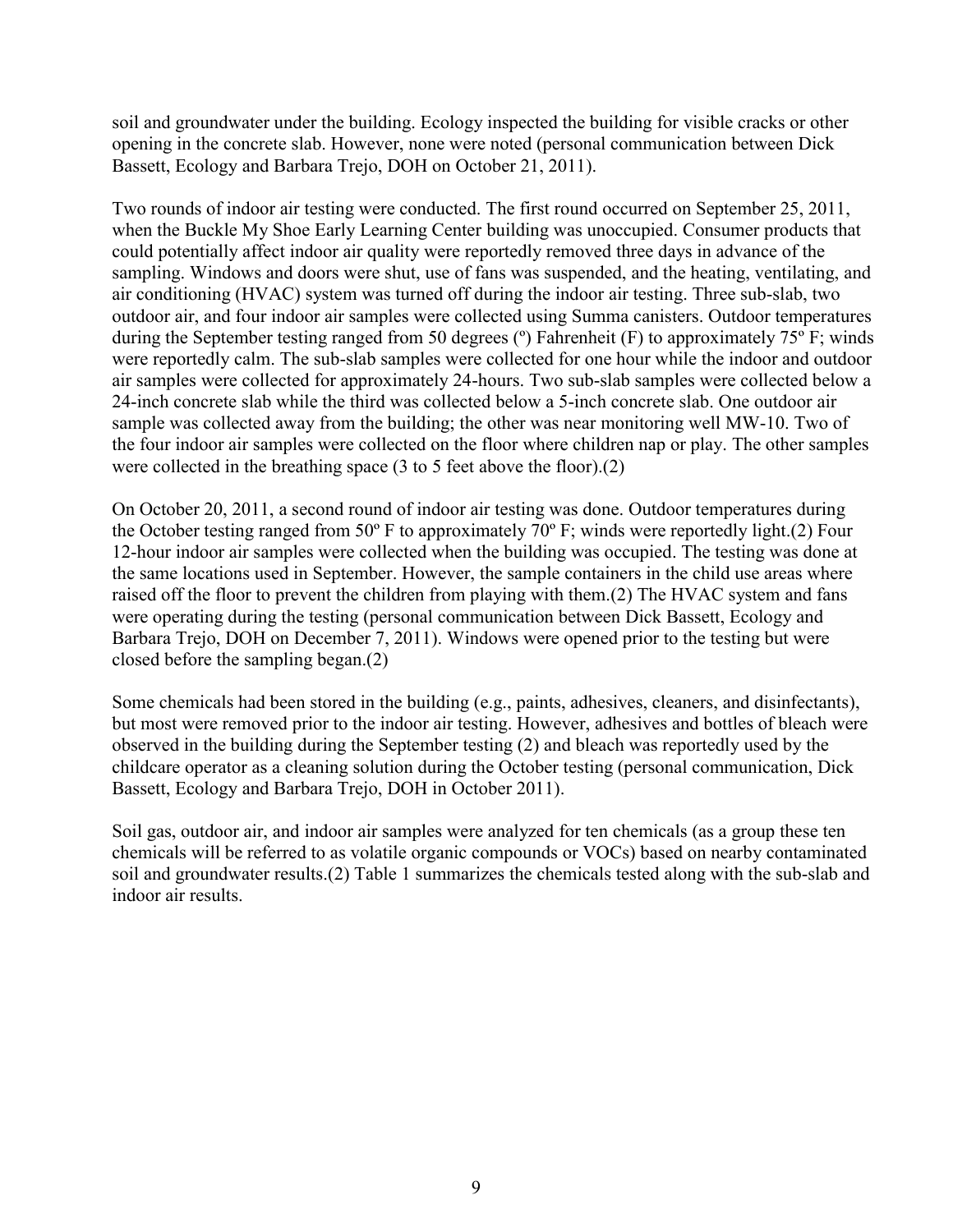soil and groundwater under the building. Ecology inspected the building for visible cracks or other opening in the concrete slab. However, none were noted (personal communication between Dick Bassett, Ecology and Barbara Trejo, DOH on October 21, 2011).

Two rounds of indoor air testing were conducted. The first round occurred on September 25, 2011, when the Buckle My Shoe Early Learning Center building was unoccupied. Consumer products that could potentially affect indoor air quality were reportedly removed three days in advance of the sampling. Windows and doors were shut, use of fans was suspended, and the heating, ventilating, and air conditioning (HVAC) system was turned off during the indoor air testing. Three sub-slab, two outdoor air, and four indoor air samples were collected using Summa canisters. Outdoor temperatures during the September testing ranged from 50 degrees (º) Fahrenheit (F) to approximately 75º F; winds were reportedly calm. The sub-slab samples were collected for one hour while the indoor and outdoor air samples were collected for approximately 24-hours. Two sub-slab samples were collected below a 24-inch concrete slab while the third was collected below a 5-inch concrete slab. One outdoor air sample was collected away from the building; the other was near monitoring well MW-10. Two of the four indoor air samples were collected on the floor where children nap or play. The other samples were collected in the breathing space (3 to 5 feet above the floor).(2)

On October 20, 2011, a second round of indoor air testing was done. Outdoor temperatures during the October testing ranged from 50º F to approximately 70º F; winds were reportedly light.(2) Four 12-hour indoor air samples were collected when the building was occupied. The testing was done at the same locations used in September. However, the sample containers in the child use areas where raised off the floor to prevent the children from playing with them.(2) The HVAC system and fans were operating during the testing (personal communication between Dick Bassett, Ecology and Barbara Trejo, DOH on December 7, 2011). Windows were opened prior to the testing but were closed before the sampling began.(2)

Some chemicals had been stored in the building (e.g., paints, adhesives, cleaners, and disinfectants), but most were removed prior to the indoor air testing. However, adhesives and bottles of bleach were observed in the building during the September testing (2) and bleach was reportedly used by the childcare operator as a cleaning solution during the October testing (personal communication, Dick Bassett, Ecology and Barbara Trejo, DOH in October 2011).

Soil gas, outdoor air, and indoor air samples were analyzed for ten chemicals (as a group these ten chemicals will be referred to as volatile organic compounds or VOCs) based on nearby contaminated soil and groundwater results.(2) Table 1 summarizes the chemicals tested along with the sub-slab and indoor air results.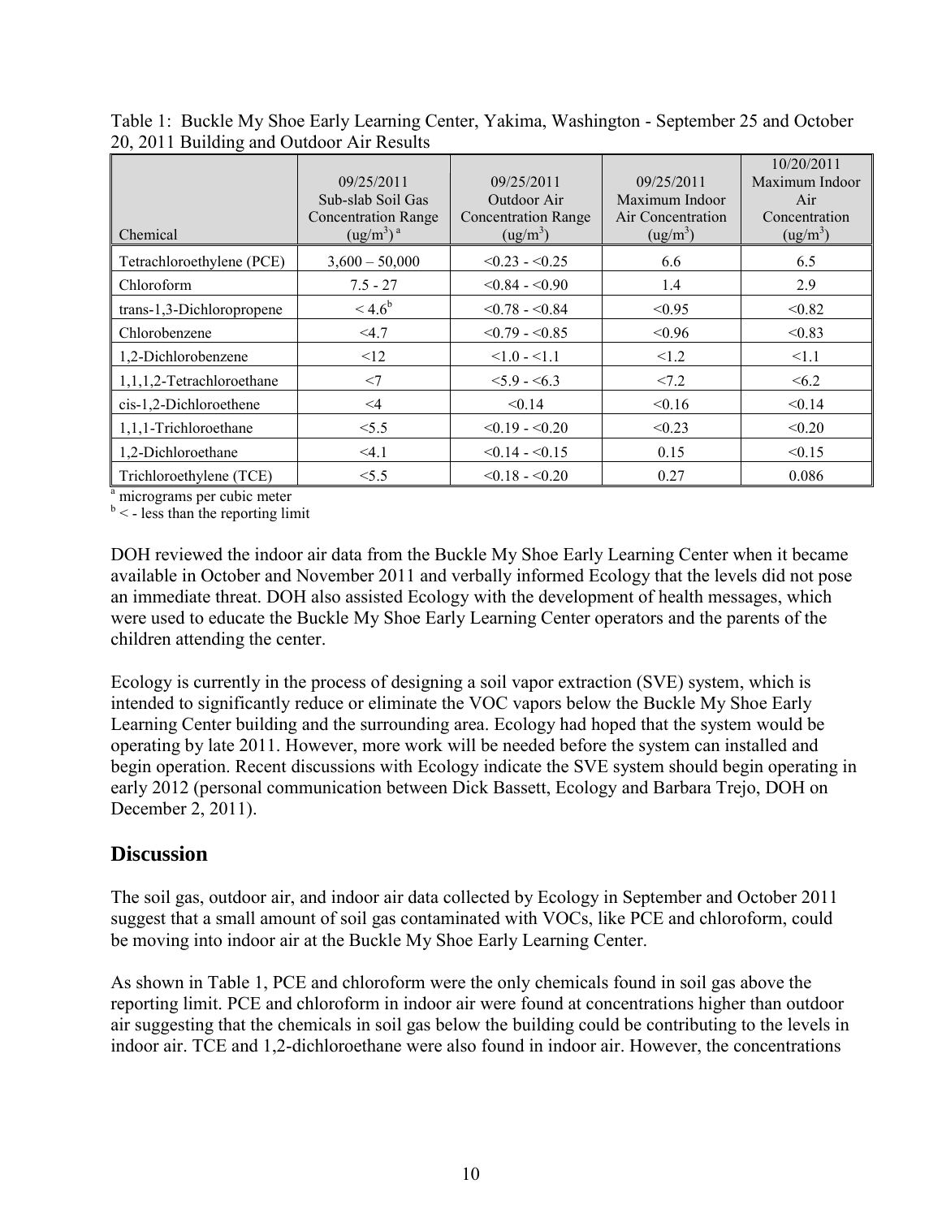Table 1: Buckle My Shoe Early Learning Center, Yakima, Washington - September 25 and October 20, 2011 Building and Outdoor Air Results

| Chemical | 09/25/2011 Sub-slab Soil Gas Concentration Range ($ug/m^3$) [a] | 09/25/2011 Outdoor Air Concentration Range ($ug/m^3$) | 09/25/2011 Maximum Indoor Air Concentration ($ug/m^3$) | 10/20/2011 Maximum Indoor Air Concentration ($ug/m^3$) |
|---|---|---|---|---|
| Tetrachloroethylene (PCE) | 3,600 – 50,000 | <0.23 - <0.25 | 6.6 | 6.5 |
| Chloroform | 7.5 - 27 | <0.84 - <0.90 | 1.4 | 2.9 |
| trans-1,3-Dichloropropene | < 4.6[b] | <0.78 - <0.84 | <0.95 | <0.82 |
| Chlorobenzene | <4.7 | <0.79 - <0.85 | <0.96 | <0.83 |
| 1,2-Dichlorobenzene | <12 | <1.0 - <1.1 | <1.2 | <1.1 |
| 1,1,1,2-Tetrachloroethane | <7 | <5.9 - <6.3 | <7.2 | <6.2 |
| cis-1,2-Dichloroethene | <4 | <0.14 | <0.16 | <0.14 |
| 1,1,1-Trichloroethane | <5.5 | <0.19 - <0.20 | <0.23 | <0.20 |
| 1,2-Dichloroethane | <4.1 | <0.14 - <0.15 | 0.15 | <0.15 |
| Trichloroethylene (TCE) | <5.5 | <0.18 - <0.20 | 0.27 | 0.086 |

[a] micrograms per cubic meter
[b] < - less than the reporting limit

DOH reviewed the indoor air data from the Buckle My Shoe Early Learning Center when it became available in October and November 2011 and verbally informed Ecology that the levels did not pose an immediate threat. DOH also assisted Ecology with the development of health messages, which were used to educate the Buckle My Shoe Early Learning Center operators and the parents of the children attending the center.

Ecology is currently in the process of designing a soil vapor extraction (SVE) system, which is intended to significantly reduce or eliminate the VOC vapors below the Buckle My Shoe Early Learning Center building and the surrounding area. Ecology had hoped that the system would be operating by late 2011. However, more work will be needed before the system can installed and begin operation. Recent discussions with Ecology indicate the SVE system should begin operating in early 2012 (personal communication between Dick Bassett, Ecology and Barbara Trejo, DOH on December 2, 2011).

## Discussion

The soil gas, outdoor air, and indoor air data collected by Ecology in September and October 2011 suggest that a small amount of soil gas contaminated with VOCs, like PCE and chloroform, could be moving into indoor air at the Buckle My Shoe Early Learning Center.

As shown in Table 1, PCE and chloroform were the only chemicals found in soil gas above the reporting limit. PCE and chloroform in indoor air were found at concentrations higher than outdoor air suggesting that the chemicals in soil gas below the building could be contributing to the levels in indoor air. TCE and 1,2-dichloroethane were also found in indoor air. However, the concentrations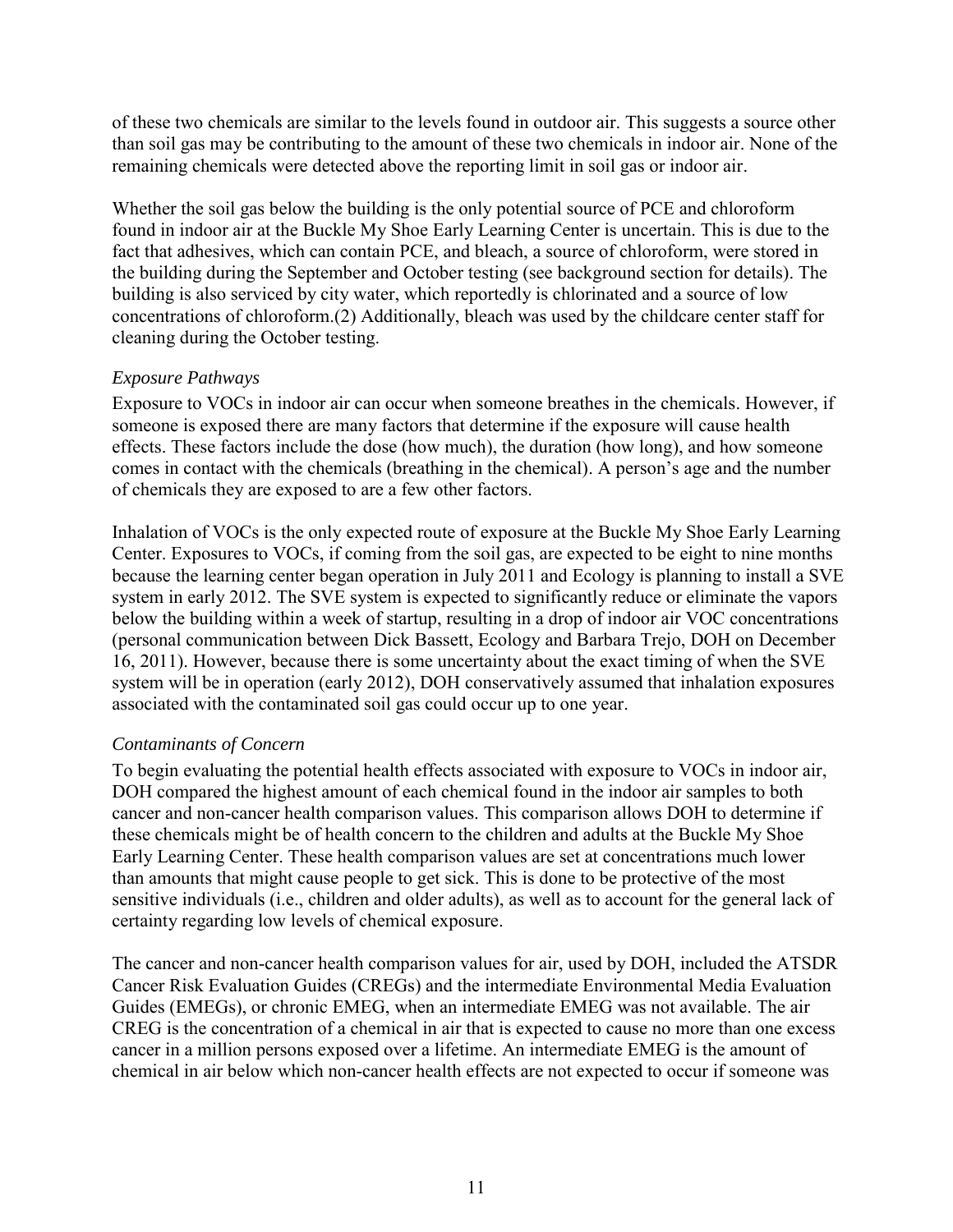of these two chemicals are similar to the levels found in outdoor air. This suggests a source other than soil gas may be contributing to the amount of these two chemicals in indoor air. None of the remaining chemicals were detected above the reporting limit in soil gas or indoor air.

Whether the soil gas below the building is the only potential source of PCE and chloroform found in indoor air at the Buckle My Shoe Early Learning Center is uncertain. This is due to the fact that adhesives, which can contain PCE, and bleach, a source of chloroform, were stored in the building during the September and October testing (see background section for details). The building is also serviced by city water, which reportedly is chlorinated and a source of low concentrations of chloroform.(2) Additionally, bleach was used by the childcare center staff for cleaning during the October testing.

*Exposure Pathways*

Exposure to VOCs in indoor air can occur when someone breathes in the chemicals. However, if someone is exposed there are many factors that determine if the exposure will cause health effects. These factors include the dose (how much), the duration (how long), and how someone comes in contact with the chemicals (breathing in the chemical). A person's age and the number of chemicals they are exposed to are a few other factors.

Inhalation of VOCs is the only expected route of exposure at the Buckle My Shoe Early Learning Center. Exposures to VOCs, if coming from the soil gas, are expected to be eight to nine months because the learning center began operation in July 2011 and Ecology is planning to install a SVE system in early 2012. The SVE system is expected to significantly reduce or eliminate the vapors below the building within a week of startup, resulting in a drop of indoor air VOC concentrations (personal communication between Dick Bassett, Ecology and Barbara Trejo, DOH on December 16, 2011). However, because there is some uncertainty about the exact timing of when the SVE system will be in operation (early 2012), DOH conservatively assumed that inhalation exposures associated with the contaminated soil gas could occur up to one year.

*Contaminants of Concern*

To begin evaluating the potential health effects associated with exposure to VOCs in indoor air, DOH compared the highest amount of each chemical found in the indoor air samples to both cancer and non-cancer health comparison values. This comparison allows DOH to determine if these chemicals might be of health concern to the children and adults at the Buckle My Shoe Early Learning Center. These health comparison values are set at concentrations much lower than amounts that might cause people to get sick. This is done to be protective of the most sensitive individuals (i.e., children and older adults), as well as to account for the general lack of certainty regarding low levels of chemical exposure.

The cancer and non-cancer health comparison values for air, used by DOH, included the ATSDR Cancer Risk Evaluation Guides (CREGs) and the intermediate Environmental Media Evaluation Guides (EMEGs), or chronic EMEG, when an intermediate EMEG was not available. The air CREG is the concentration of a chemical in air that is expected to cause no more than one excess cancer in a million persons exposed over a lifetime. An intermediate EMEG is the amount of chemical in air below which non-cancer health effects are not expected to occur if someone was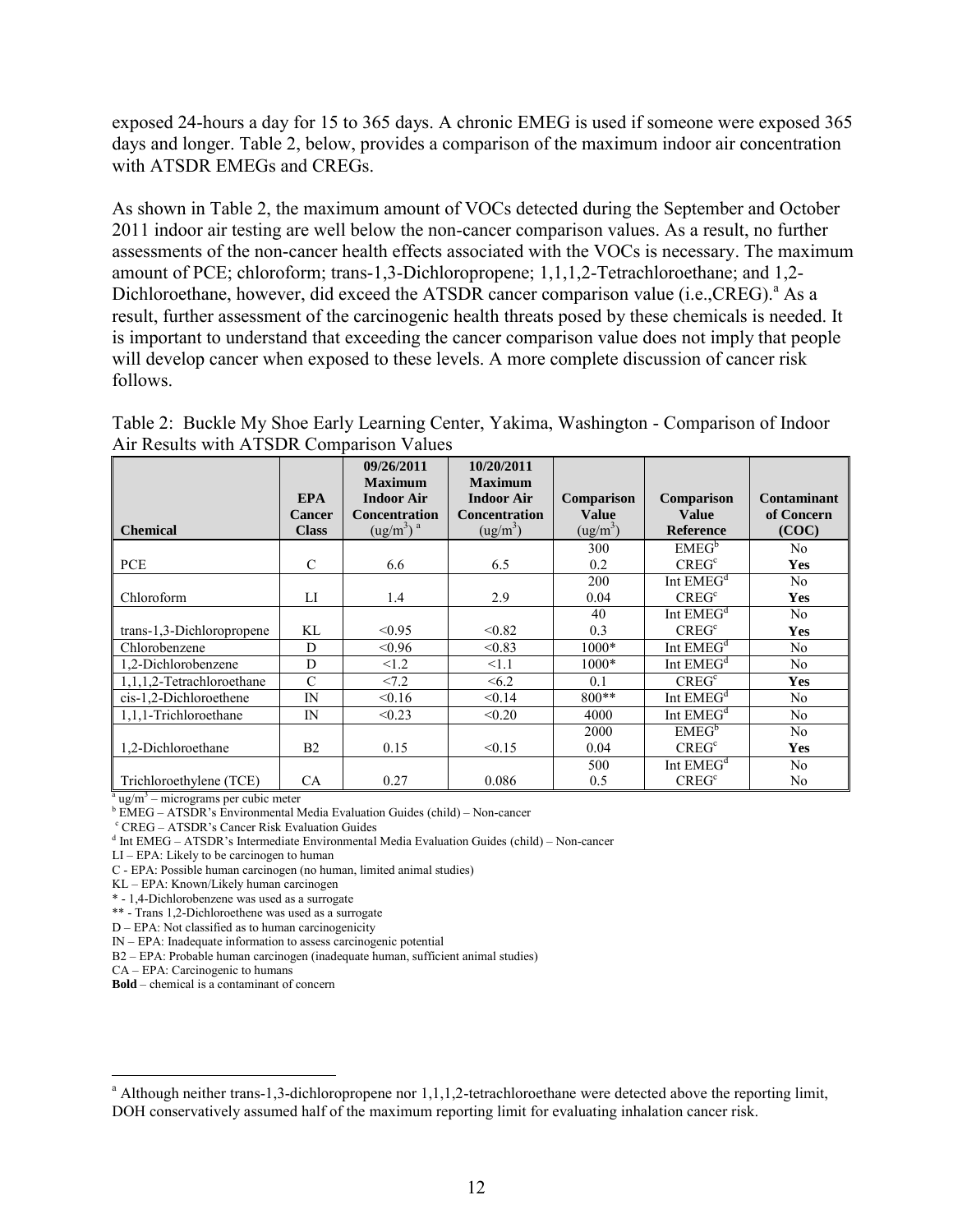exposed 24-hours a day for 15 to 365 days. A chronic EMEG is used if someone were exposed 365 days and longer. Table 2, below, provides a comparison of the maximum indoor air concentration with ATSDR EMEGs and CREGs.

As shown in Table 2, the maximum amount of VOCs detected during the September and October 2011 indoor air testing are well below the non-cancer comparison values. As a result, no further assessments of the non-cancer health effects associated with the VOCs is necessary. The maximum amount of PCE; chloroform; trans-1,3-Dichloropropene; 1,1,1,2-Tetrachloroethane; and 1,2-Dichloroethane, however, did exceed the ATSDR cancer comparison value (i.e.,CREG).[a] As a result, further assessment of the carcinogenic health threats posed by these chemicals is needed. It is important to understand that exceeding the cancer comparison value does not imply that people will develop cancer when exposed to these levels. A more complete discussion of cancer risk follows.

Table 2: Buckle My Shoe Early Learning Center, Yakima, Washington - Comparison of Indoor Air Results with ATSDR Comparison Values

| Chemical | EPA Cancer Class | 09/26/2011 Maximum Indoor Air Concentration ($ug/m^3$) [a] | 10/20/2011 Maximum Indoor Air Concentration ($ug/m^3$) | Comparison Value ($ug/m^3$) | Comparison Value Reference | Contaminant of Concern (COC) |
|---|---|---|---|---|---|---|
| PCE | C | 6.6 | 6.5 | 300<br>0.2 | EMEG[b]<br>CREG[c] | No<br>**Yes** |
| Chloroform | LI | 1.4 | 2.9 | 200<br>0.04 | Int EMEG[d]<br>CREG[c] | No<br>**Yes** |
| trans-1,3-Dichloropropene | KL | <0.95 | <0.82 | 40<br>0.3 | Int EMEG[d]<br>CREG[c] | No<br>**Yes** |
| Chlorobenzene | D | <0.96 | <0.83 | 1000* | Int EMEG[d] | No |
| 1,2-Dichlorobenzene | D | <1.2 | <1.1 | 1000* | Int EMEG[d] | No |
| 1,1,1,2-Tetrachloroethane | C | <7.2 | <6.2 | 0.1 | CREG[c] | **Yes** |
| cis-1,2-Dichloroethene | IN | <0.16 | <0.14 | 800** | Int EMEG[d] | No |
| 1,1,1-Trichloroethane | IN | <0.23 | <0.20 | 4000 | Int EMEG[d] | No |
| 1,2-Dichloroethane | B2 | 0.15 | <0.15 | 2000<br>0.04 | EMEG[b]<br>CREG[c] | No<br>**Yes** |
| Trichloroethylene (TCE) | CA | 0.27 | 0.086 | 500<br>0.5 | Int EMEG[d]<br>CREG[c] | No<br>No |

[a] $ug/m^3$ – micrograms per cubic meter
[b] EMEG – ATSDR's Environmental Media Evaluation Guides (child) – Non-cancer
[c] CREG – ATSDR's Cancer Risk Evaluation Guides
[d] Int EMEG – ATSDR's Intermediate Environmental Media Evaluation Guides (child) – Non-cancer
LI – EPA: Likely to be carcinogen to human
C - EPA: Possible human carcinogen (no human, limited animal studies)
KL – EPA: Known/Likely human carcinogen
* - 1,4-Dichlorobenzene was used as a surrogate
** - Trans 1,2-Dichloroethene was used as a surrogate
D – EPA: Not classified as to human carcinogenicity
IN – EPA: Inadequate information to assess carcinogenic potential
B2 – EPA: Probable human carcinogen (inadequate human, sufficient animal studies)
CA – EPA: Carcinogenic to humans
**Bold** – chemical is a contaminant of concern

[a] Although neither trans-1,3-dichloropropene nor 1,1,1,2-tetrachloroethane were detected above the reporting limit, DOH conservatively assumed half of the maximum reporting limit for evaluating inhalation cancer risk.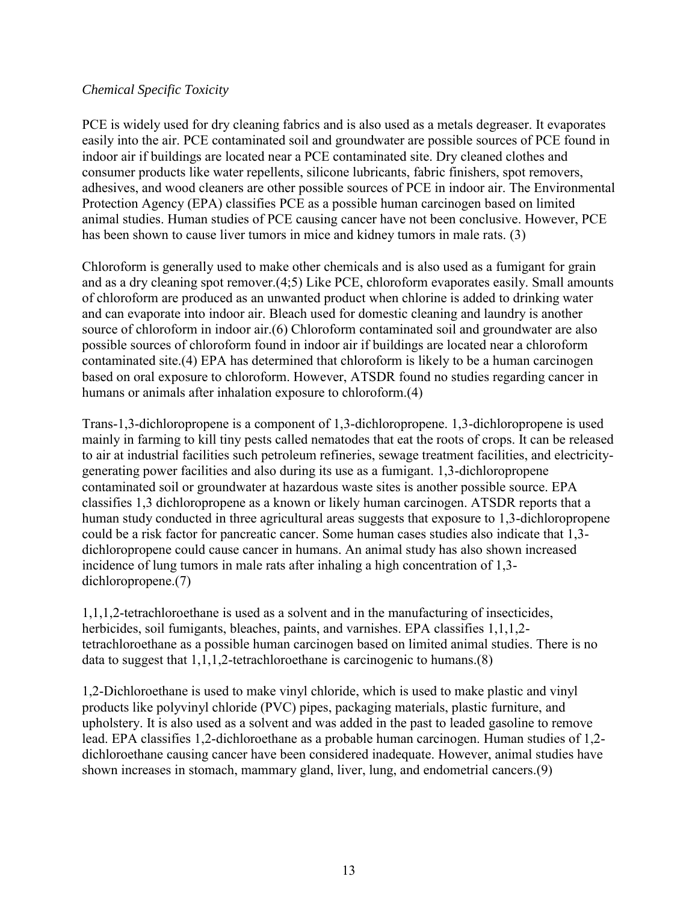*Chemical Specific Toxicity*

PCE is widely used for dry cleaning fabrics and is also used as a metals degreaser. It evaporates easily into the air. PCE contaminated soil and groundwater are possible sources of PCE found in indoor air if buildings are located near a PCE contaminated site. Dry cleaned clothes and consumer products like water repellents, silicone lubricants, fabric finishers, spot removers, adhesives, and wood cleaners are other possible sources of PCE in indoor air. The Environmental Protection Agency (EPA) classifies PCE as a possible human carcinogen based on limited animal studies. Human studies of PCE causing cancer have not been conclusive. However, PCE has been shown to cause liver tumors in mice and kidney tumors in male rats. (3)

Chloroform is generally used to make other chemicals and is also used as a fumigant for grain and as a dry cleaning spot remover.(4;5) Like PCE, chloroform evaporates easily. Small amounts of chloroform are produced as an unwanted product when chlorine is added to drinking water and can evaporate into indoor air. Bleach used for domestic cleaning and laundry is another source of chloroform in indoor air.(6) Chloroform contaminated soil and groundwater are also possible sources of chloroform found in indoor air if buildings are located near a chloroform contaminated site.(4) EPA has determined that chloroform is likely to be a human carcinogen based on oral exposure to chloroform. However, ATSDR found no studies regarding cancer in humans or animals after inhalation exposure to chloroform.(4)

Trans-1,3-dichloropropene is a component of 1,3-dichloropropene. 1,3-dichloropropene is used mainly in farming to kill tiny pests called nematodes that eat the roots of crops. It can be released to air at industrial facilities such petroleum refineries, sewage treatment facilities, and electricity-generating power facilities and also during its use as a fumigant. 1,3-dichloropropene contaminated soil or groundwater at hazardous waste sites is another possible source. EPA classifies 1,3 dichloropropene as a known or likely human carcinogen. ATSDR reports that a human study conducted in three agricultural areas suggests that exposure to 1,3-dichloropropene could be a risk factor for pancreatic cancer. Some human cases studies also indicate that 1,3-dichloropropene could cause cancer in humans. An animal study has also shown increased incidence of lung tumors in male rats after inhaling a high concentration of 1,3-dichloropropene.(7)

1,1,1,2-tetrachloroethane is used as a solvent and in the manufacturing of insecticides, herbicides, soil fumigants, bleaches, paints, and varnishes. EPA classifies 1,1,1,2-tetrachloroethane as a possible human carcinogen based on limited animal studies. There is no data to suggest that 1,1,1,2-tetrachloroethane is carcinogenic to humans.(8)

1,2-Dichloroethane is used to make vinyl chloride, which is used to make plastic and vinyl products like polyvinyl chloride (PVC) pipes, packaging materials, plastic furniture, and upholstery. It is also used as a solvent and was added in the past to leaded gasoline to remove lead. EPA classifies 1,2-dichloroethane as a probable human carcinogen. Human studies of 1,2-dichloroethane causing cancer have been considered inadequate. However, animal studies have shown increases in stomach, mammary gland, liver, lung, and endometrial cancers.(9)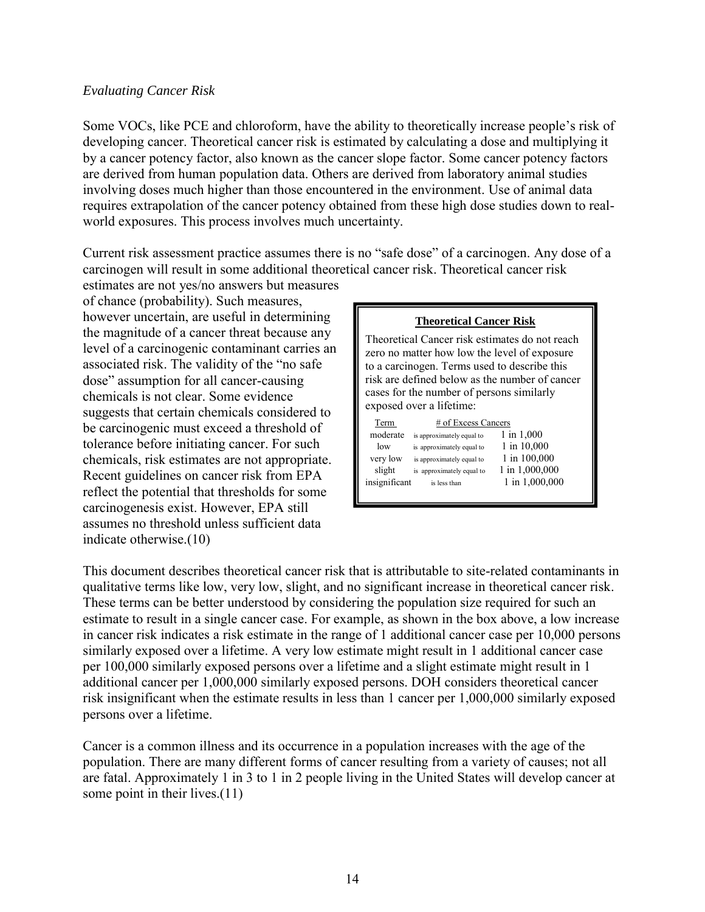*Evaluating Cancer Risk*

Some VOCs, like PCE and chloroform, have the ability to theoretically increase people's risk of developing cancer. Theoretical cancer risk is estimated by calculating a dose and multiplying it by a cancer potency factor, also known as the cancer slope factor. Some cancer potency factors are derived from human population data. Others are derived from laboratory animal studies involving doses much higher than those encountered in the environment. Use of animal data requires extrapolation of the cancer potency obtained from these high dose studies down to real-world exposures. This process involves much uncertainty.

Current risk assessment practice assumes there is no "safe dose" of a carcinogen. Any dose of a carcinogen will result in some additional theoretical cancer risk. Theoretical cancer risk estimates are not yes/no answers but measures of chance (probability). Such measures, however uncertain, are useful in determining the magnitude of a cancer threat because any level of a carcinogenic contaminant carries an associated risk. The validity of the "no safe dose" assumption for all cancer-causing chemicals is not clear. Some evidence suggests that certain chemicals considered to be carcinogenic must exceed a threshold of tolerance before initiating cancer. For such chemicals, risk estimates are not appropriate. Recent guidelines on cancer risk from EPA reflect the potential that thresholds for some carcinogenesis exist. However, EPA still assumes no threshold unless sufficient data indicate otherwise.(10)

**Theoretical Cancer Risk**

Theoretical Cancer risk estimates do not reach zero no matter how low the level of exposure to a carcinogen. Terms used to describe this risk are defined below as the number of cancer cases for the number of persons similarly exposed over a lifetime:

| Term | | # of Excess Cancers |
|---|---|---|
| moderate | is approximately equal to | 1 in 1,000 |
| low | is approximately equal to | 1 in 10,000 |
| very low | is approximately equal to | 1 in 100,000 |
| slight | is approximately equal to | 1 in 1,000,000 |
| insignificant | is less than | 1 in 1,000,000 |

This document describes theoretical cancer risk that is attributable to site-related contaminants in qualitative terms like low, very low, slight, and no significant increase in theoretical cancer risk. These terms can be better understood by considering the population size required for such an estimate to result in a single cancer case. For example, as shown in the box above, a low increase in cancer risk indicates a risk estimate in the range of 1 additional cancer case per 10,000 persons similarly exposed over a lifetime. A very low estimate might result in 1 additional cancer case per 100,000 similarly exposed persons over a lifetime and a slight estimate might result in 1 additional cancer per 1,000,000 similarly exposed persons. DOH considers theoretical cancer risk insignificant when the estimate results in less than 1 cancer per 1,000,000 similarly exposed persons over a lifetime.

Cancer is a common illness and its occurrence in a population increases with the age of the population. There are many different forms of cancer resulting from a variety of causes; not all are fatal. Approximately 1 in 3 to 1 in 2 people living in the United States will develop cancer at some point in their lives.(11)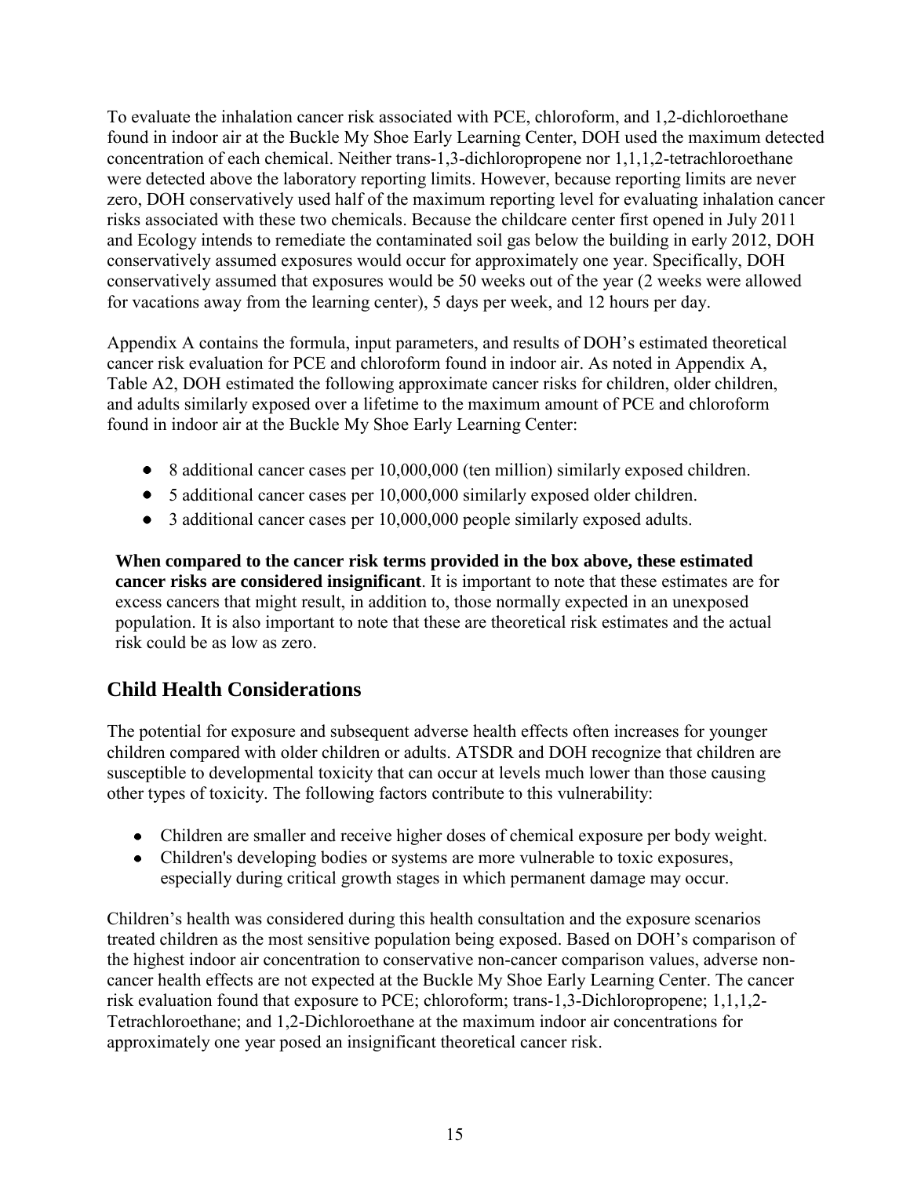To evaluate the inhalation cancer risk associated with PCE, chloroform, and 1,2-dichloroethane found in indoor air at the Buckle My Shoe Early Learning Center, DOH used the maximum detected concentration of each chemical. Neither trans-1,3-dichloropropene nor 1,1,1,2-tetrachloroethane were detected above the laboratory reporting limits. However, because reporting limits are never zero, DOH conservatively used half of the maximum reporting level for evaluating inhalation cancer risks associated with these two chemicals. Because the childcare center first opened in July 2011 and Ecology intends to remediate the contaminated soil gas below the building in early 2012, DOH conservatively assumed exposures would occur for approximately one year. Specifically, DOH conservatively assumed that exposures would be 50 weeks out of the year (2 weeks were allowed for vacations away from the learning center), 5 days per week, and 12 hours per day.

Appendix A contains the formula, input parameters, and results of DOH's estimated theoretical cancer risk evaluation for PCE and chloroform found in indoor air. As noted in Appendix A, Table A2, DOH estimated the following approximate cancer risks for children, older children, and adults similarly exposed over a lifetime to the maximum amount of PCE and chloroform found in indoor air at the Buckle My Shoe Early Learning Center:

- 8 additional cancer cases per 10,000,000 (ten million) similarly exposed children.
- 5 additional cancer cases per 10,000,000 similarly exposed older children.
- 3 additional cancer cases per 10,000,000 people similarly exposed adults.

**When compared to the cancer risk terms provided in the box above, these estimated cancer risks are considered insignificant**. It is important to note that these estimates are for excess cancers that might result, in addition to, those normally expected in an unexposed population. It is also important to note that these are theoretical risk estimates and the actual risk could be as low as zero.

## Child Health Considerations

The potential for exposure and subsequent adverse health effects often increases for younger children compared with older children or adults. ATSDR and DOH recognize that children are susceptible to developmental toxicity that can occur at levels much lower than those causing other types of toxicity. The following factors contribute to this vulnerability:

- Children are smaller and receive higher doses of chemical exposure per body weight.
- Children's developing bodies or systems are more vulnerable to toxic exposures, especially during critical growth stages in which permanent damage may occur.

Children's health was considered during this health consultation and the exposure scenarios treated children as the most sensitive population being exposed. Based on DOH's comparison of the highest indoor air concentration to conservative non-cancer comparison values, adverse non-cancer health effects are not expected at the Buckle My Shoe Early Learning Center. The cancer risk evaluation found that exposure to PCE; chloroform; trans-1,3-Dichloropropene; 1,1,1,2-Tetrachloroethane; and 1,2-Dichloroethane at the maximum indoor air concentrations for approximately one year posed an insignificant theoretical cancer risk.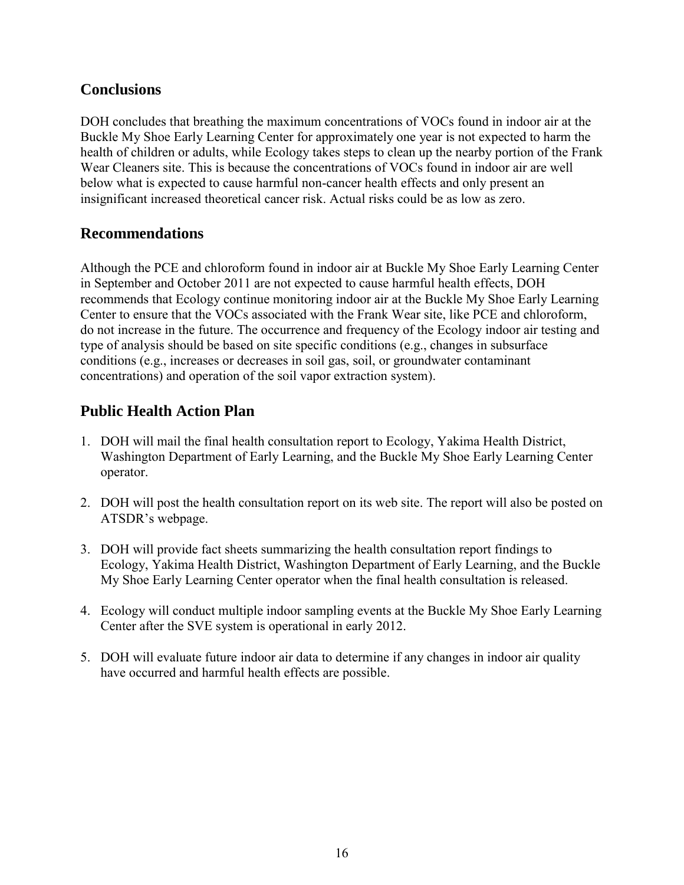## Conclusions

DOH concludes that breathing the maximum concentrations of VOCs found in indoor air at the Buckle My Shoe Early Learning Center for approximately one year is not expected to harm the health of children or adults, while Ecology takes steps to clean up the nearby portion of the Frank Wear Cleaners site. This is because the concentrations of VOCs found in indoor air are well below what is expected to cause harmful non-cancer health effects and only present an insignificant increased theoretical cancer risk. Actual risks could be as low as zero.

## Recommendations

Although the PCE and chloroform found in indoor air at Buckle My Shoe Early Learning Center in September and October 2011 are not expected to cause harmful health effects, DOH recommends that Ecology continue monitoring indoor air at the Buckle My Shoe Early Learning Center to ensure that the VOCs associated with the Frank Wear site, like PCE and chloroform, do not increase in the future. The occurrence and frequency of the Ecology indoor air testing and type of analysis should be based on site specific conditions (e.g., changes in subsurface conditions (e.g., increases or decreases in soil gas, soil, or groundwater contaminant concentrations) and operation of the soil vapor extraction system).

## Public Health Action Plan

1. DOH will mail the final health consultation report to Ecology, Yakima Health District, Washington Department of Early Learning, and the Buckle My Shoe Early Learning Center operator.

2. DOH will post the health consultation report on its web site. The report will also be posted on ATSDR's webpage.

3. DOH will provide fact sheets summarizing the health consultation report findings to Ecology, Yakima Health District, Washington Department of Early Learning, and the Buckle My Shoe Early Learning Center operator when the final health consultation is released.

4. Ecology will conduct multiple indoor sampling events at the Buckle My Shoe Early Learning Center after the SVE system is operational in early 2012.

5. DOH will evaluate future indoor air data to determine if any changes in indoor air quality have occurred and harmful health effects are possible.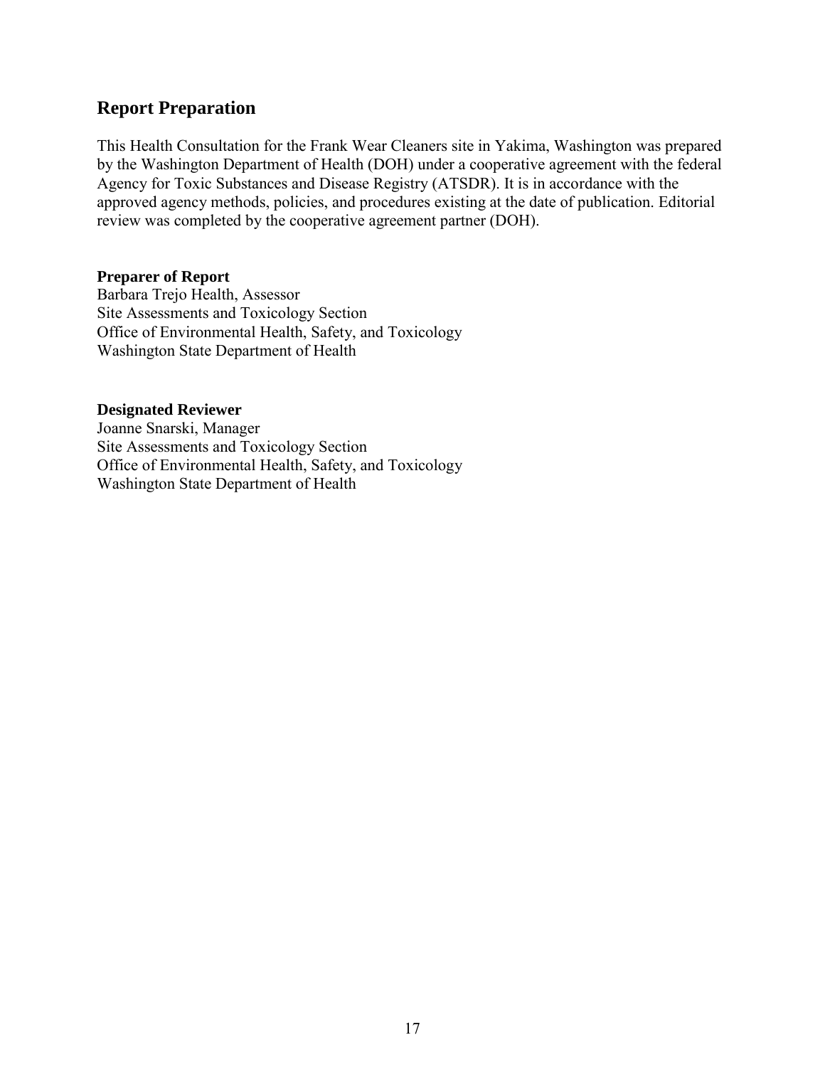## Report Preparation

This Health Consultation for the Frank Wear Cleaners site in Yakima, Washington was prepared by the Washington Department of Health (DOH) under a cooperative agreement with the federal Agency for Toxic Substances and Disease Registry (ATSDR). It is in accordance with the approved agency methods, policies, and procedures existing at the date of publication. Editorial review was completed by the cooperative agreement partner (DOH).

**Preparer of Report**
Barbara Trejo Health, Assessor
Site Assessments and Toxicology Section
Office of Environmental Health, Safety, and Toxicology
Washington State Department of Health

**Designated Reviewer**
Joanne Snarski, Manager
Site Assessments and Toxicology Section
Office of Environmental Health, Safety, and Toxicology
Washington State Department of Health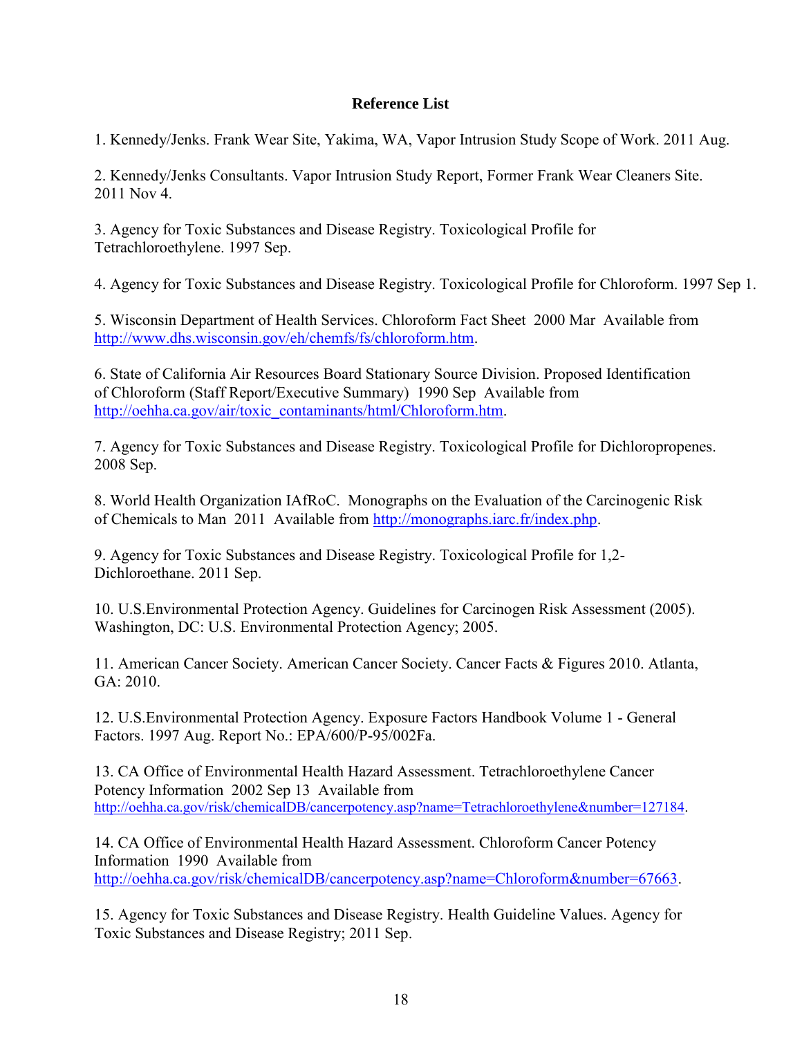**Reference List**

1. Kennedy/Jenks. Frank Wear Site, Yakima, WA, Vapor Intrusion Study Scope of Work. 2011 Aug.

2. Kennedy/Jenks Consultants. Vapor Intrusion Study Report, Former Frank Wear Cleaners Site. 2011 Nov 4.

3. Agency for Toxic Substances and Disease Registry. Toxicological Profile for Tetrachloroethylene. 1997 Sep.

4. Agency for Toxic Substances and Disease Registry. Toxicological Profile for Chloroform. 1997 Sep 1.

5. Wisconsin Department of Health Services. Chloroform Fact Sheet 2000 Mar Available from http://www.dhs.wisconsin.gov/eh/chemfs/fs/chloroform.htm.

6. State of California Air Resources Board Stationary Source Division. Proposed Identification of Chloroform (Staff Report/Executive Summary) 1990 Sep Available from http://oehha.ca.gov/air/toxic_contaminants/html/Chloroform.htm.

7. Agency for Toxic Substances and Disease Registry. Toxicological Profile for Dichloropropenes. 2008 Sep.

8. World Health Organization IAfRoC. Monographs on the Evaluation of the Carcinogenic Risk of Chemicals to Man 2011 Available from http://monographs.iarc.fr/index.php.

9. Agency for Toxic Substances and Disease Registry. Toxicological Profile for 1,2-Dichloroethane. 2011 Sep.

10. U.S.Environmental Protection Agency. Guidelines for Carcinogen Risk Assessment (2005). Washington, DC: U.S. Environmental Protection Agency; 2005.

11. American Cancer Society. American Cancer Society. Cancer Facts & Figures 2010. Atlanta, GA: 2010.

12. U.S.Environmental Protection Agency. Exposure Factors Handbook Volume 1 - General Factors. 1997 Aug. Report No.: EPA/600/P-95/002Fa.

13. CA Office of Environmental Health Hazard Assessment. Tetrachloroethylene Cancer Potency Information 2002 Sep 13 Available from http://oehha.ca.gov/risk/chemicalDB/cancerpotency.asp?name=Tetrachloroethylene&number=127184.

14. CA Office of Environmental Health Hazard Assessment. Chloroform Cancer Potency Information 1990 Available from http://oehha.ca.gov/risk/chemicalDB/cancerpotency.asp?name=Chloroform&number=67663.

15. Agency for Toxic Substances and Disease Registry. Health Guideline Values. Agency for Toxic Substances and Disease Registry; 2011 Sep.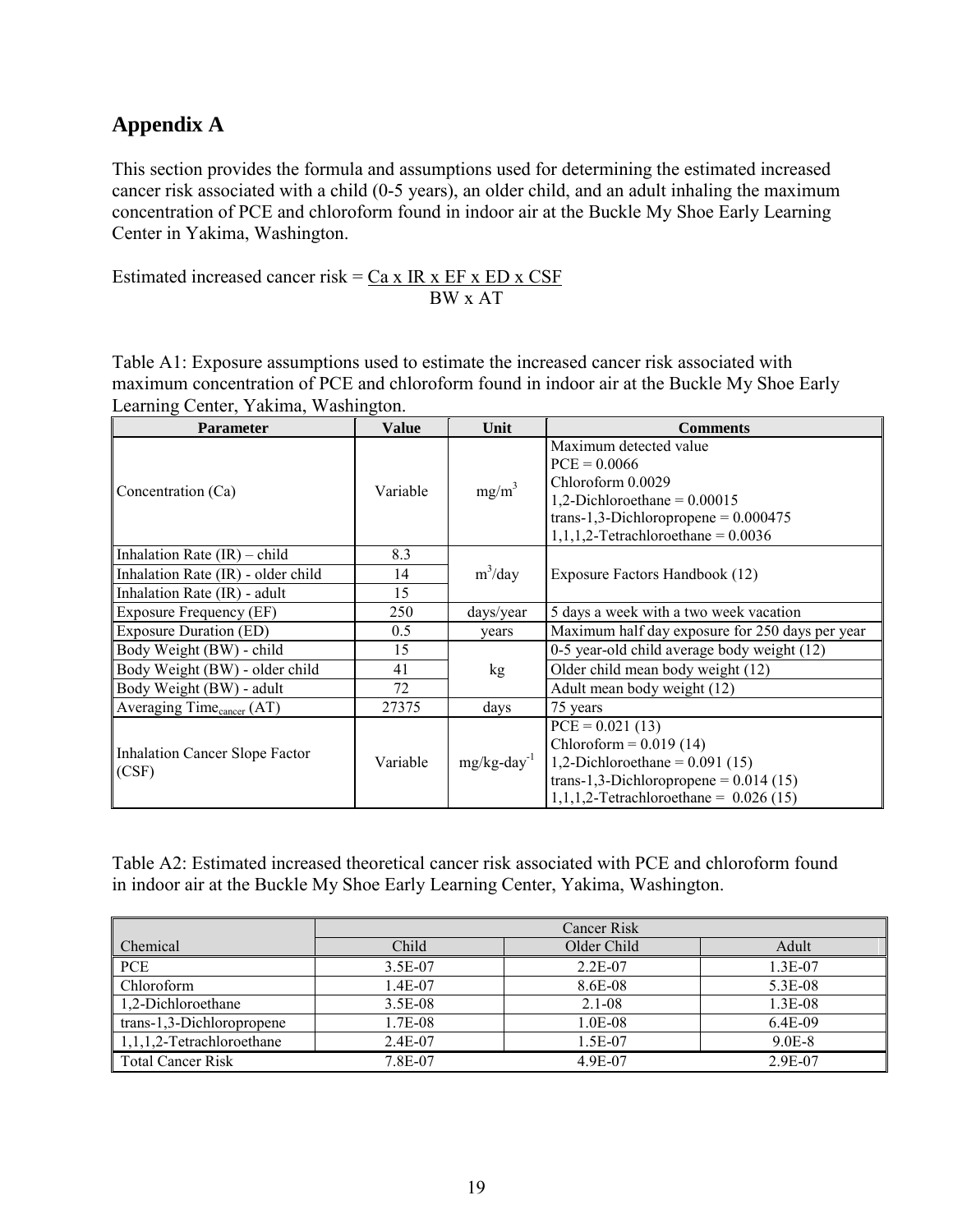# Appendix A

This section provides the formula and assumptions used for determining the estimated increased cancer risk associated with a child (0-5 years), an older child, and an adult inhaling the maximum concentration of PCE and chloroform found in indoor air at the Buckle My Shoe Early Learning Center in Yakima, Washington.

$$\text{Estimated increased cancer risk} = \frac{Ca \times IR \times EF \times ED \times CSF}{BW \times AT}$$

Table A1: Exposure assumptions used to estimate the increased cancer risk associated with maximum concentration of PCE and chloroform found in indoor air at the Buckle My Shoe Early Learning Center, Yakima, Washington.

| Parameter | Value | Unit | Comments |
|---|---|---|---|
| Concentration (Ca) | Variable | $mg/m^3$ | Maximum detected value<br>PCE = 0.0066<br>Chloroform 0.0029<br>1,2-Dichloroethane = 0.00015<br>trans-1,3-Dichloropropene = 0.000475<br>1,1,1,2-Tetrachloroethane = 0.0036 |
| Inhalation Rate (IR) – child | 8.3 | $m^3/day$ | Exposure Factors Handbook (12) |
| Inhalation Rate (IR) - older child | 14 | | |
| Inhalation Rate (IR) - adult | 15 | | |
| Exposure Frequency (EF) | 250 | days/year | 5 days a week with a two week vacation |
| Exposure Duration (ED) | 0.5 | years | Maximum half day exposure for 250 days per year |
| Body Weight (BW) - child | 15 | kg | 0-5 year-old child average body weight (12) |
| Body Weight (BW) - older child | 41 | | Older child mean body weight (12) |
| Body Weight (BW) - adult | 72 | | Adult mean body weight (12) |
| Averaging Time$_{cancer}$ (AT) | 27375 | days | 75 years |
| Inhalation Cancer Slope Factor (CSF) | Variable | $mg/kg\text{-}day^{-1}$ | PCE = 0.021 (13)<br>Chloroform = 0.019 (14)<br>1,2-Dichloroethane = 0.091 (15)<br>trans-1,3-Dichloropropene = 0.014 (15)<br>1,1,1,2-Tetrachloroethane = 0.026 (15) |

Table A2: Estimated increased theoretical cancer risk associated with PCE and chloroform found in indoor air at the Buckle My Shoe Early Learning Center, Yakima, Washington.

| | Cancer Risk | | |
|---|---|---|---|
| Chemical | Child | Older Child | Adult |
| PCE | 3.5E-07 | 2.2E-07 | 1.3E-07 |
| Chloroform | 1.4E-07 | 8.6E-08 | 5.3E-08 |
| 1,2-Dichloroethane | 3.5E-08 | 2.1-08 | 1.3E-08 |
| trans-1,3-Dichloropropene | 1.7E-08 | 1.0E-08 | 6.4E-09 |
| 1,1,1,2-Tetrachloroethane | 2.4E-07 | 1.5E-07 | 9.0E-8 |
| Total Cancer Risk | 7.8E-07 | 4.9E-07 | 2.9E-07 |